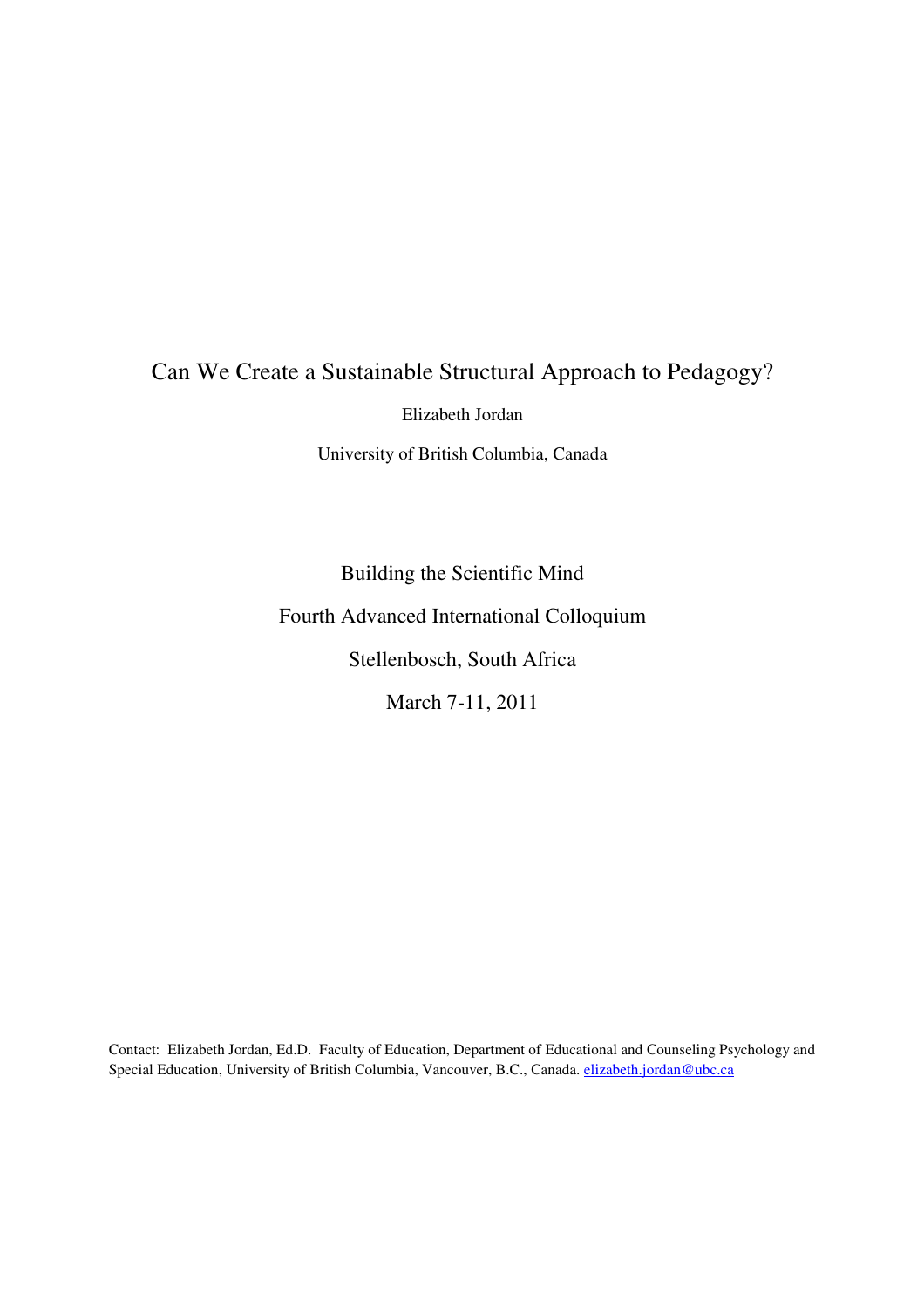# Can We Create a Sustainable Structural Approach to Pedagogy?

Elizabeth Jordan

University of British Columbia, Canada

Building the Scientific Mind

Fourth Advanced International Colloquium

Stellenbosch, South Africa

March 7-11, 2011

Contact: Elizabeth Jordan, Ed.D. Faculty of Education, Department of Educational and Counseling Psychology and Special Education, University of British Columbia, Vancouver, B.C., Canada. elizabeth.jordan@ubc.ca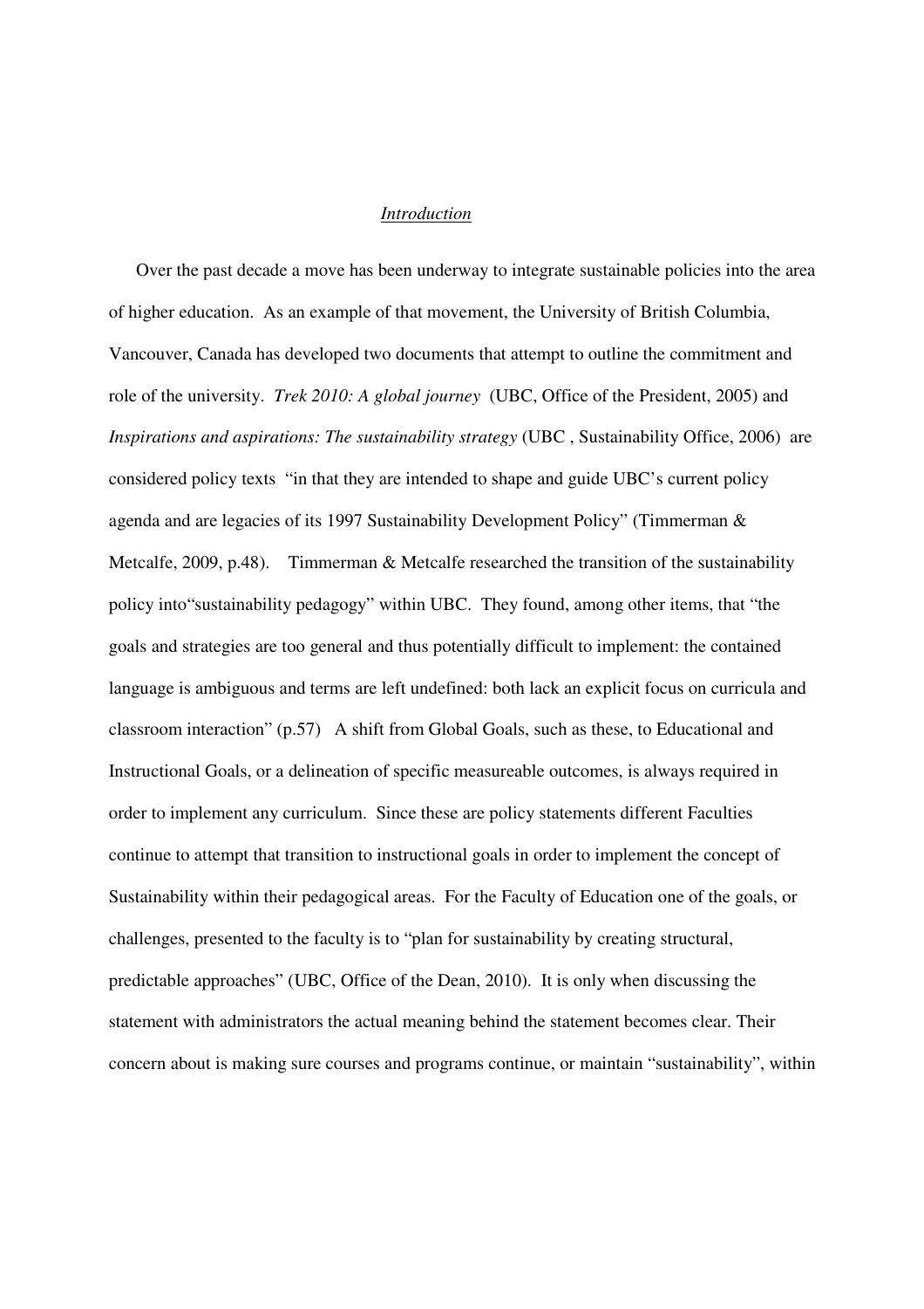## *Introduction*

Over the past decade a move has been underway to integrate sustainable policies into the area of higher education. As an example of that movement, the University of British Columbia, Vancouver, Canada has developed two documents that attempt to outline the commitment and role of the university. *Trek 2010: A global journey* (UBC, Office of the President, 2005) and *Inspirations and aspirations: The sustainability strategy* (UBC , Sustainability Office, 2006) are considered policy texts "in that they are intended to shape and guide UBC's current policy agenda and are legacies of its 1997 Sustainability Development Policy" (Timmerman & Metcalfe, 2009, p.48). Timmerman & Metcalfe researched the transition of the sustainability policy into"sustainability pedagogy" within UBC. They found, among other items, that "the goals and strategies are too general and thus potentially difficult to implement: the contained language is ambiguous and terms are left undefined: both lack an explicit focus on curricula and classroom interaction" (p.57) A shift from Global Goals, such as these, to Educational and Instructional Goals, or a delineation of specific measureable outcomes, is always required in order to implement any curriculum. Since these are policy statements different Faculties continue to attempt that transition to instructional goals in order to implement the concept of Sustainability within their pedagogical areas. For the Faculty of Education one of the goals, or challenges, presented to the faculty is to "plan for sustainability by creating structural, predictable approaches" (UBC, Office of the Dean, 2010). It is only when discussing the statement with administrators the actual meaning behind the statement becomes clear. Their concern about is making sure courses and programs continue, or maintain "sustainability", within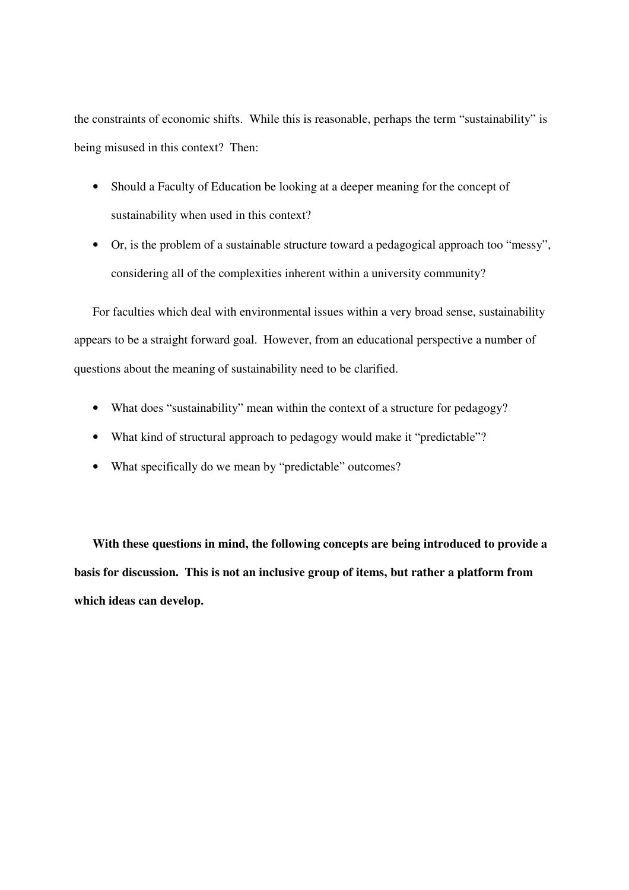the constraints of economic shifts. While this is reasonable, perhaps the term "sustainability" is being misused in this context? Then:

- Should a Faculty of Education be looking at a deeper meaning for the concept of sustainability when used in this context?
- Or, is the problem of a sustainable structure toward a pedagogical approach too "messy", considering all of the complexities inherent within a university community?

For faculties which deal with environmental issues within a very broad sense, sustainability appears to be a straight forward goal. However, from an educational perspective a number of questions about the meaning of sustainability need to be clarified.

- What does "sustainability" mean within the context of a structure for pedagogy?
- What kind of structural approach to pedagogy would make it "predictable"?
- What specifically do we mean by "predictable" outcomes?

**With these questions in mind, the following concepts are being introduced to provide a basis for discussion. This is not an inclusive group of items, but rather a platform from which ideas can develop.**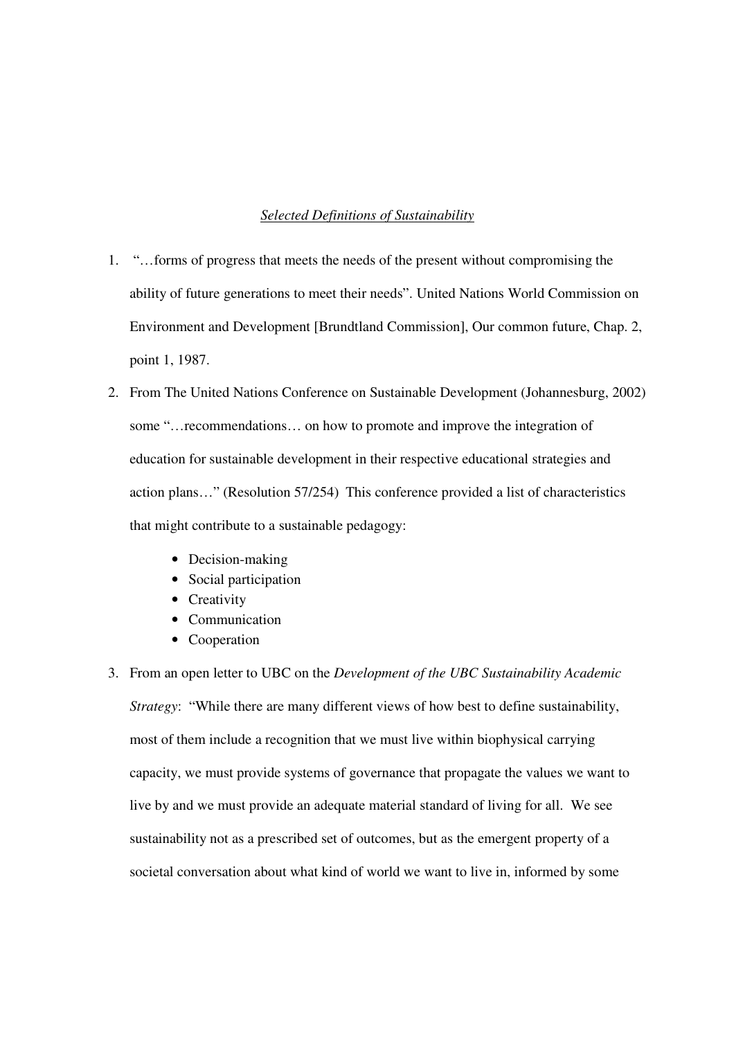*Selected Definitions of Sustainability*

1. "…forms of progress that meets the needs of the present without compromising the ability of future generations to meet their needs". United Nations World Commission on Environment and Development [Brundtland Commission], Our common future, Chap. 2, point 1, 1987.

2. From The United Nations Conference on Sustainable Development (Johannesburg, 2002) some "…recommendations… on how to promote and improve the integration of education for sustainable development in their respective educational strategies and action plans…" (Resolution 57/254) This conference provided a list of characteristics that might contribute to a sustainable pedagogy:

   - Decision-making
   - Social participation
   - Creativity
   - Communication
   - Cooperation

3. From an open letter to UBC on the *Development of the UBC Sustainability Academic Strategy*: "While there are many different views of how best to define sustainability, most of them include a recognition that we must live within biophysical carrying capacity, we must provide systems of governance that propagate the values we want to live by and we must provide an adequate material standard of living for all. We see sustainability not as a prescribed set of outcomes, but as the emergent property of a societal conversation about what kind of world we want to live in, informed by some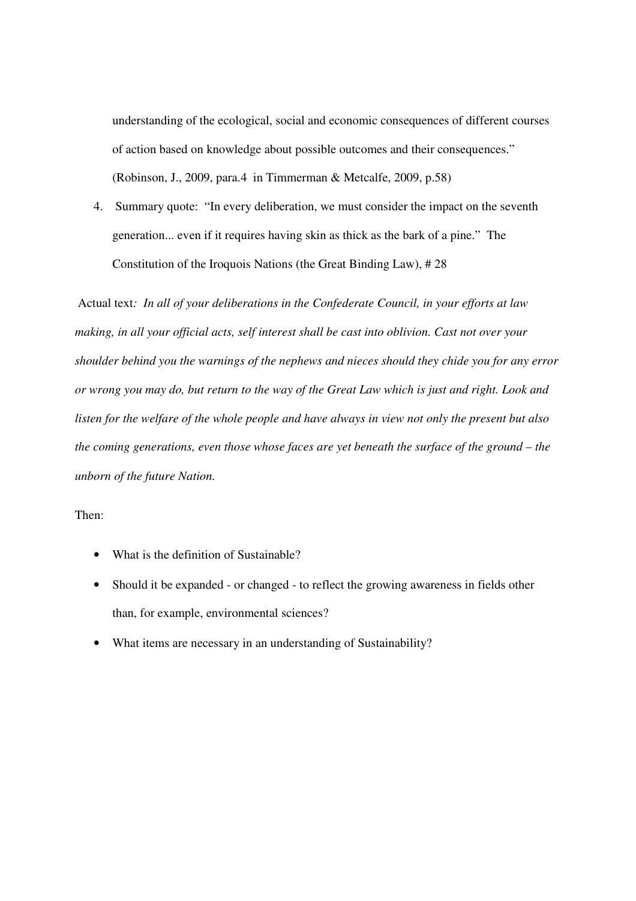understanding of the ecological, social and economic consequences of different courses of action based on knowledge about possible outcomes and their consequences." (Robinson, J., 2009, para.4 in Timmerman & Metcalfe, 2009, p.58)

4. Summary quote: "In every deliberation, we must consider the impact on the seventh generation... even if it requires having skin as thick as the bark of a pine." The Constitution of the Iroquois Nations (the Great Binding Law), # 28

Actual text*: In all of your deliberations in the Confederate Council, in your efforts at law making, in all your official acts, self interest shall be cast into oblivion. Cast not over your shoulder behind you the warnings of the nephews and nieces should they chide you for any error or wrong you may do, but return to the way of the Great Law which is just and right. Look and listen for the welfare of the whole people and have always in view not only the present but also the coming generations, even those whose faces are yet beneath the surface of the ground – the unborn of the future Nation.*

Then:

- What is the definition of Sustainable?
- Should it be expanded - or changed - to reflect the growing awareness in fields other than, for example, environmental sciences?
- What items are necessary in an understanding of Sustainability?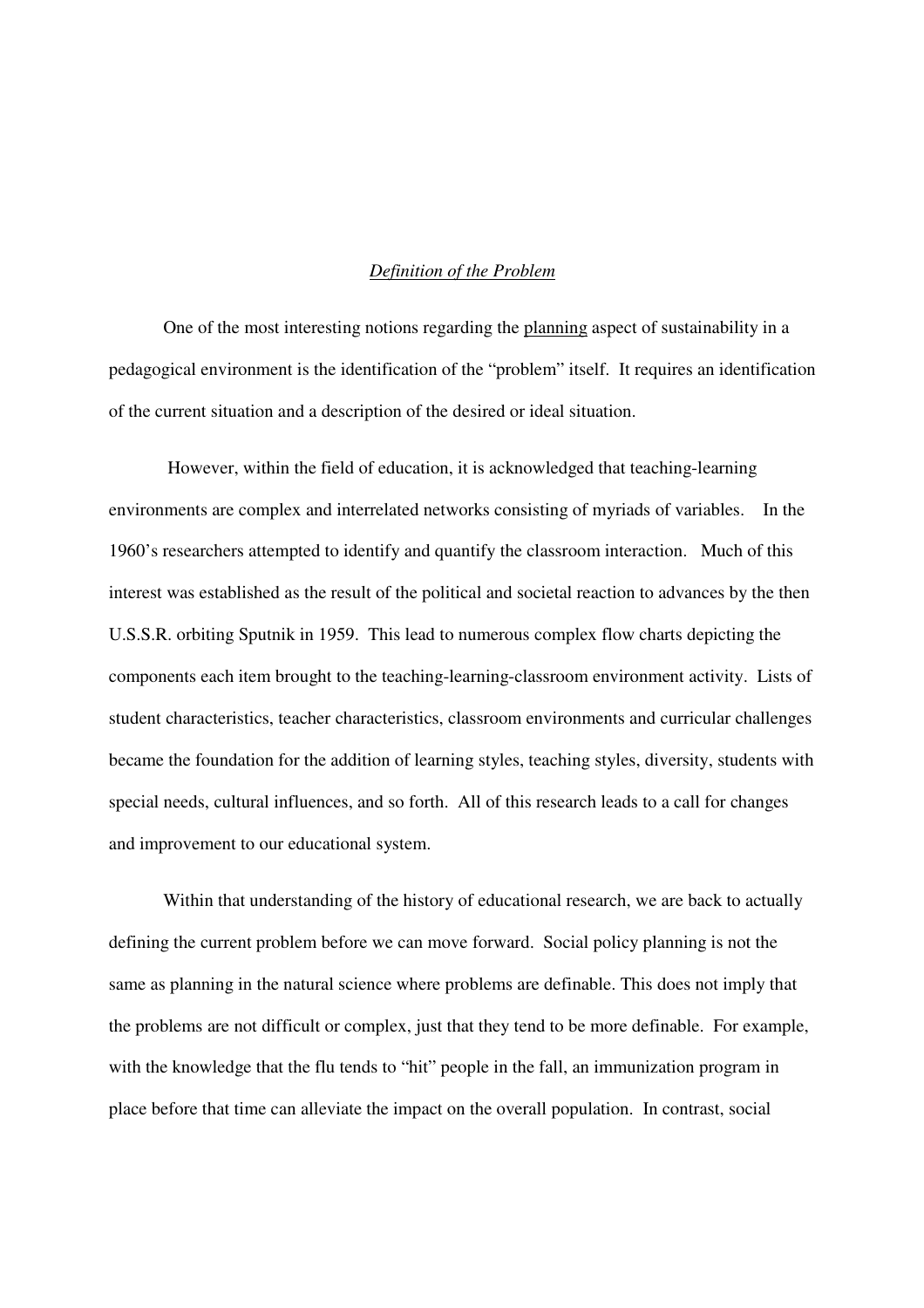*Definition of the Problem*

One of the most interesting notions regarding the <u>planning</u> aspect of sustainability in a pedagogical environment is the identification of the "problem" itself. It requires an identification of the current situation and a description of the desired or ideal situation.

However, within the field of education, it is acknowledged that teaching-learning environments are complex and interrelated networks consisting of myriads of variables. In the 1960's researchers attempted to identify and quantify the classroom interaction. Much of this interest was established as the result of the political and societal reaction to advances by the then U.S.S.R. orbiting Sputnik in 1959. This lead to numerous complex flow charts depicting the components each item brought to the teaching-learning-classroom environment activity. Lists of student characteristics, teacher characteristics, classroom environments and curricular challenges became the foundation for the addition of learning styles, teaching styles, diversity, students with special needs, cultural influences, and so forth. All of this research leads to a call for changes and improvement to our educational system.

Within that understanding of the history of educational research, we are back to actually defining the current problem before we can move forward. Social policy planning is not the same as planning in the natural science where problems are definable. This does not imply that the problems are not difficult or complex, just that they tend to be more definable. For example, with the knowledge that the flu tends to "hit" people in the fall, an immunization program in place before that time can alleviate the impact on the overall population. In contrast, social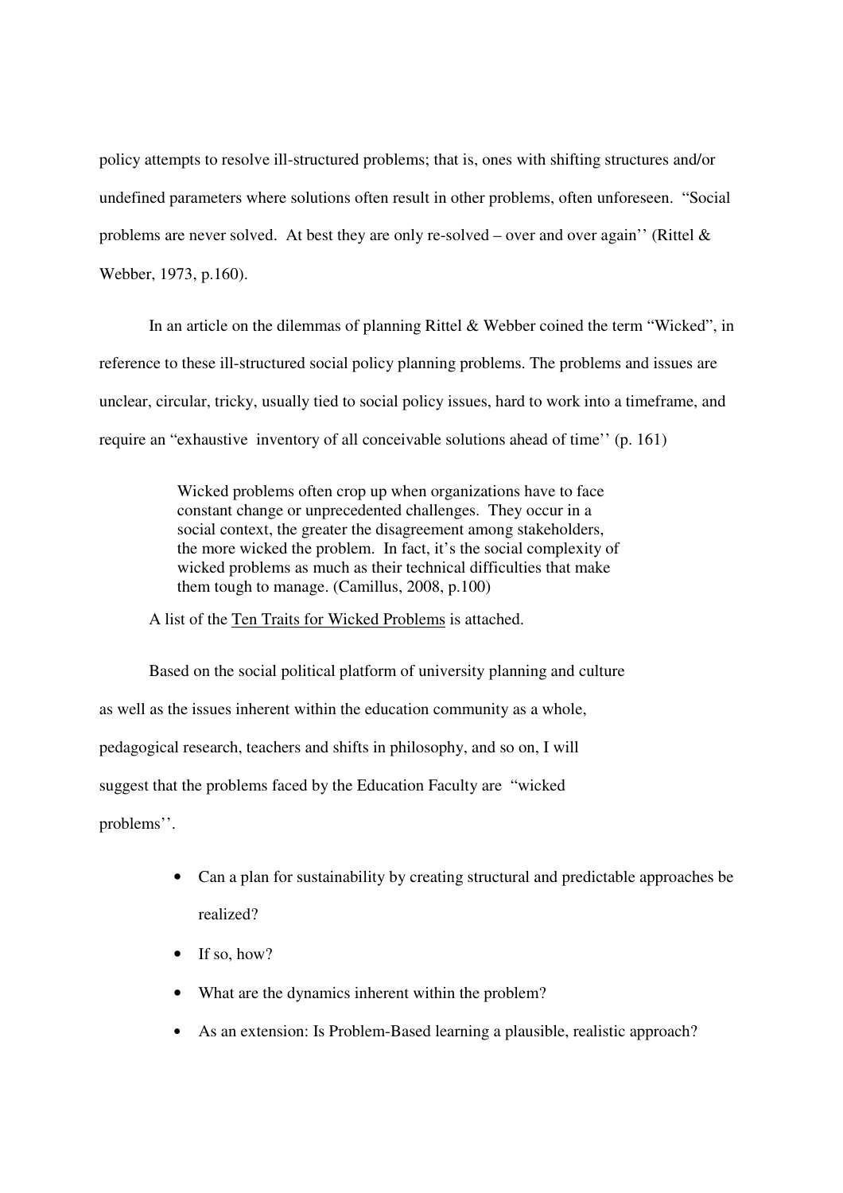policy attempts to resolve ill-structured problems; that is, ones with shifting structures and/or undefined parameters where solutions often result in other problems, often unforeseen. "Social problems are never solved. At best they are only re-solved – over and over again'' (Rittel & Webber, 1973, p.160).

In an article on the dilemmas of planning Rittel & Webber coined the term "Wicked", in reference to these ill-structured social policy planning problems. The problems and issues are unclear, circular, tricky, usually tied to social policy issues, hard to work into a timeframe, and require an "exhaustive inventory of all conceivable solutions ahead of time'' (p. 161)

> Wicked problems often crop up when organizations have to face constant change or unprecedented challenges. They occur in a social context, the greater the disagreement among stakeholders, the more wicked the problem. In fact, it's the social complexity of wicked problems as much as their technical difficulties that make them tough to manage. (Camillus, 2008, p.100)

A list of the Ten Traits for Wicked Problems is attached.

Based on the social political platform of university planning and culture as well as the issues inherent within the education community as a whole, pedagogical research, teachers and shifts in philosophy, and so on, I will suggest that the problems faced by the Education Faculty are "wicked problems''.

- Can a plan for sustainability by creating structural and predictable approaches be realized?
- If so, how?
- What are the dynamics inherent within the problem?
- As an extension: Is Problem-Based learning a plausible, realistic approach?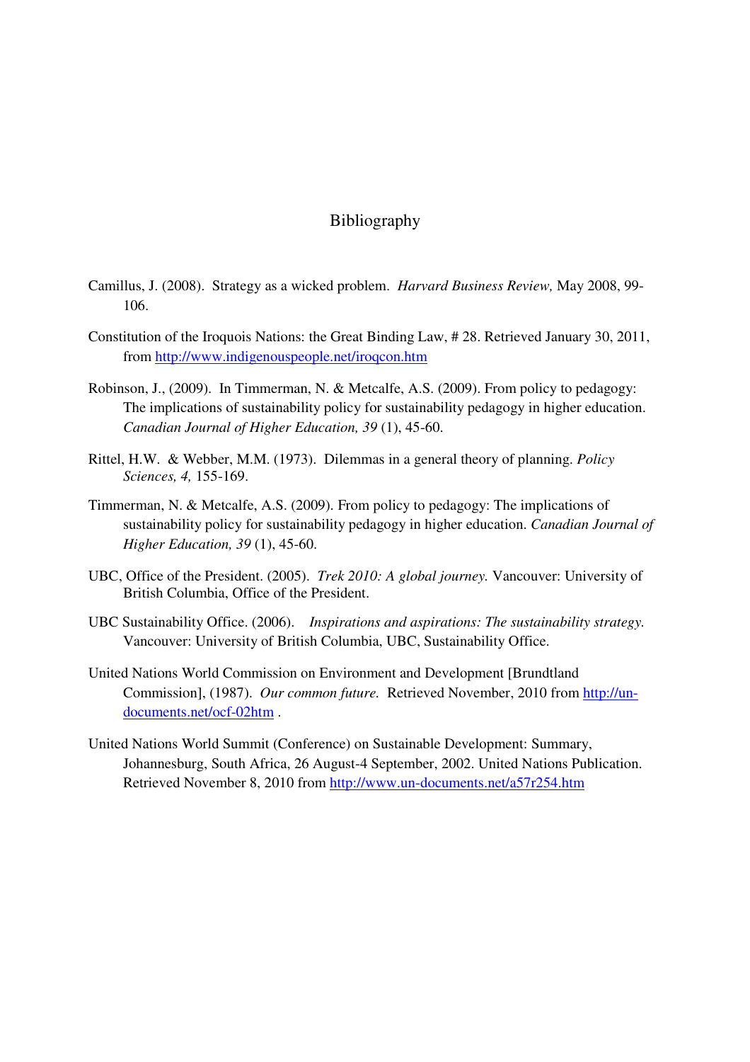# Bibliography

Camillus, J. (2008). Strategy as a wicked problem. *Harvard Business Review,* May 2008, 99-106.

Constitution of the Iroquois Nations: the Great Binding Law, # 28. Retrieved January 30, 2011, from http://www.indigenouspeople.net/iroqcon.htm

Robinson, J., (2009). In Timmerman, N. & Metcalfe, A.S. (2009). From policy to pedagogy: The implications of sustainability policy for sustainability pedagogy in higher education. *Canadian Journal of Higher Education, 39* (1), 45-60.

Rittel, H.W. & Webber, M.M. (1973). Dilemmas in a general theory of planning. *Policy Sciences, 4,* 155-169.

Timmerman, N. & Metcalfe, A.S. (2009). From policy to pedagogy: The implications of sustainability policy for sustainability pedagogy in higher education. *Canadian Journal of Higher Education, 39* (1), 45-60.

UBC, Office of the President. (2005). *Trek 2010: A global journey.* Vancouver: University of British Columbia, Office of the President.

UBC Sustainability Office. (2006). *Inspirations and aspirations: The sustainability strategy.* Vancouver: University of British Columbia, UBC, Sustainability Office.

United Nations World Commission on Environment and Development [Brundtland Commission], (1987). *Our common future.* Retrieved November, 2010 from http://un-documents.net/ocf-02htm .

United Nations World Summit (Conference) on Sustainable Development: Summary, Johannesburg, South Africa, 26 August-4 September, 2002. United Nations Publication. Retrieved November 8, 2010 from http://www.un-documents.net/a57r254.htm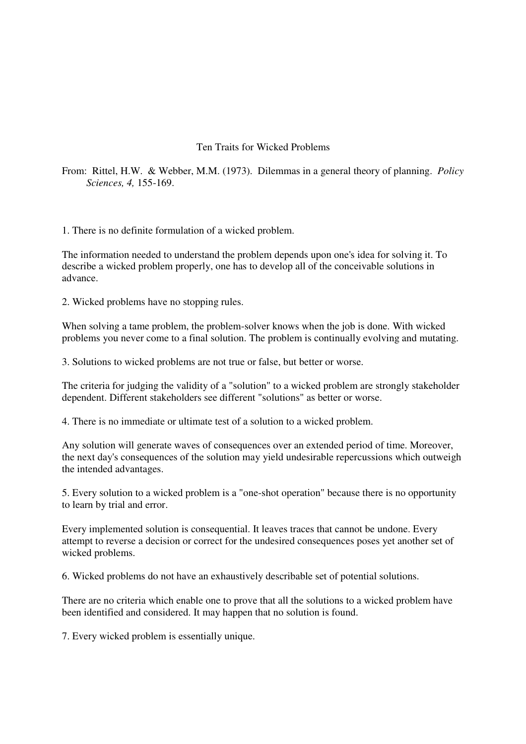# Ten Traits for Wicked Problems

From: Rittel, H.W. & Webber, M.M. (1973). Dilemmas in a general theory of planning. *Policy Sciences, 4,* 155-169.

1. There is no definite formulation of a wicked problem.

The information needed to understand the problem depends upon one's idea for solving it. To describe a wicked problem properly, one has to develop all of the conceivable solutions in advance.

2. Wicked problems have no stopping rules.

When solving a tame problem, the problem-solver knows when the job is done. With wicked problems you never come to a final solution. The problem is continually evolving and mutating.

3. Solutions to wicked problems are not true or false, but better or worse.

The criteria for judging the validity of a "solution" to a wicked problem are strongly stakeholder dependent. Different stakeholders see different "solutions" as better or worse.

4. There is no immediate or ultimate test of a solution to a wicked problem.

Any solution will generate waves of consequences over an extended period of time. Moreover, the next day's consequences of the solution may yield undesirable repercussions which outweigh the intended advantages.

5. Every solution to a wicked problem is a "one-shot operation" because there is no opportunity to learn by trial and error.

Every implemented solution is consequential. It leaves traces that cannot be undone. Every attempt to reverse a decision or correct for the undesired consequences poses yet another set of wicked problems.

6. Wicked problems do not have an exhaustively describable set of potential solutions.

There are no criteria which enable one to prove that all the solutions to a wicked problem have been identified and considered. It may happen that no solution is found.

7. Every wicked problem is essentially unique.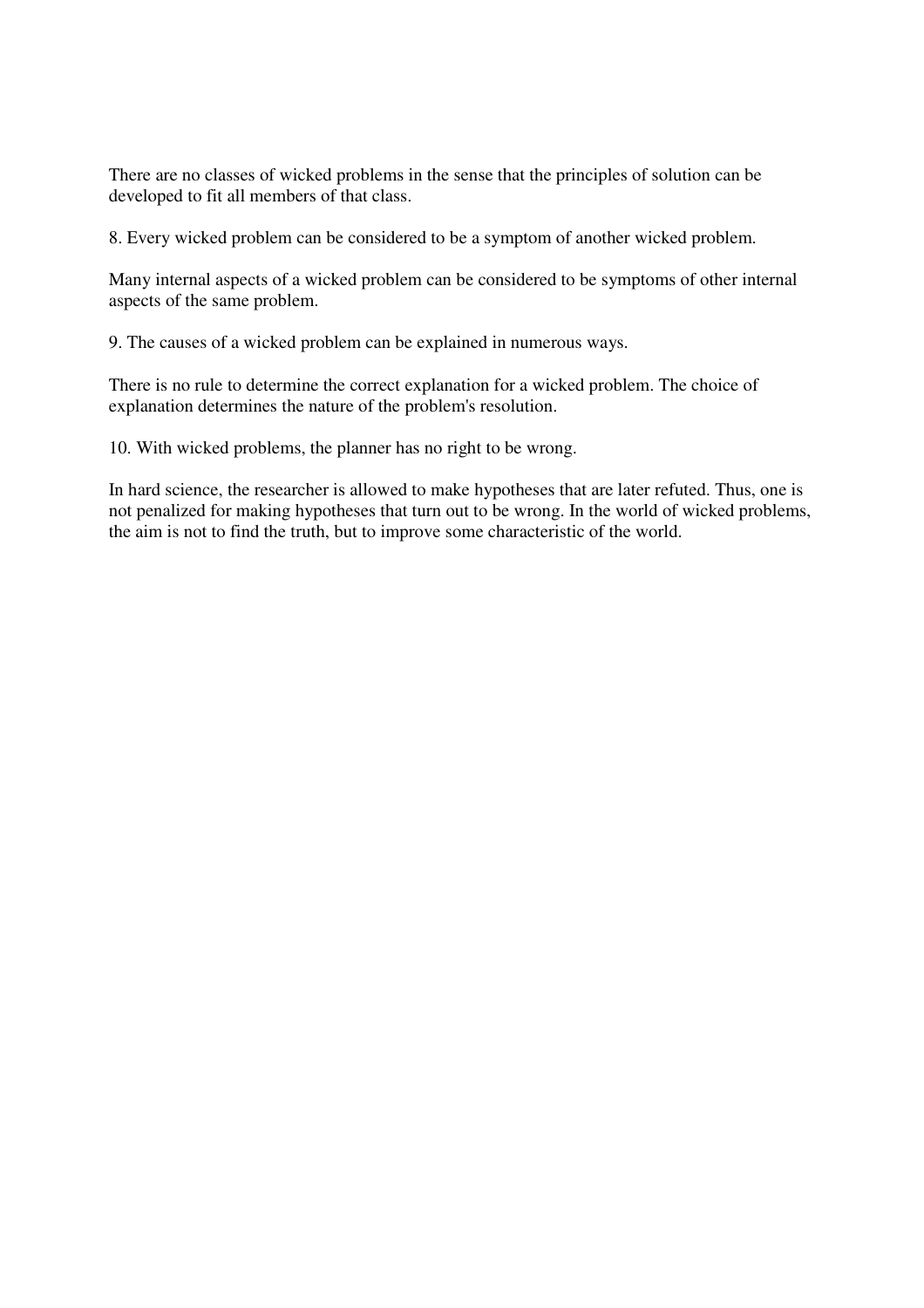There are no classes of wicked problems in the sense that the principles of solution can be developed to fit all members of that class.

8. Every wicked problem can be considered to be a symptom of another wicked problem.

Many internal aspects of a wicked problem can be considered to be symptoms of other internal aspects of the same problem.

9. The causes of a wicked problem can be explained in numerous ways.

There is no rule to determine the correct explanation for a wicked problem. The choice of explanation determines the nature of the problem's resolution.

10. With wicked problems, the planner has no right to be wrong.

In hard science, the researcher is allowed to make hypotheses that are later refuted. Thus, one is not penalized for making hypotheses that turn out to be wrong. In the world of wicked problems, the aim is not to find the truth, but to improve some characteristic of the world.